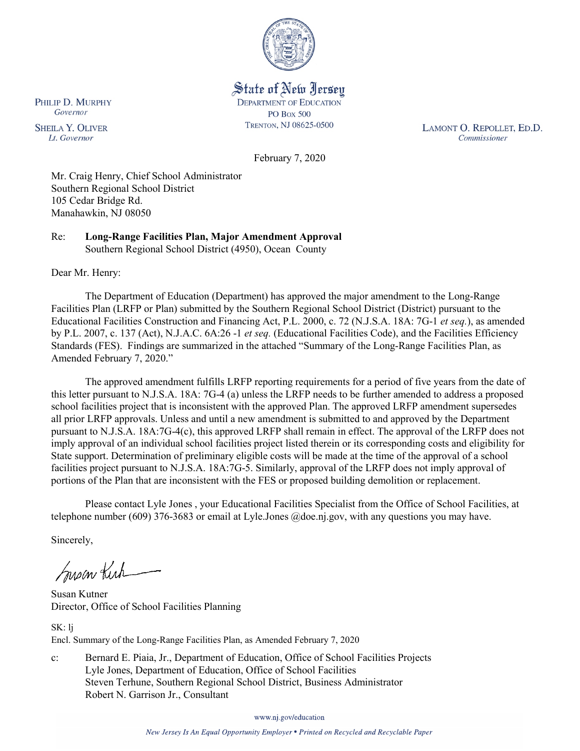State of New Jersey
DEPARTMENT OF EDUCATION
PO BOX 500
TRENTON, NJ 08625-0500

PHILIP D. MURPHY
*Governor*

SHEILA Y. OLIVER
*Lt. Governor*

LAMONT O. REPOLLET, ED.D.
*Commissioner*

February 7, 2020

Mr. Craig Henry, Chief School Administrator
Southern Regional School District
105 Cedar Bridge Rd.
Manahawkin, NJ 08050

Re: **Long-Range Facilities Plan, Major Amendment Approval**
Southern Regional School District (4950), Ocean County

Dear Mr. Henry:

The Department of Education (Department) has approved the major amendment to the Long-Range Facilities Plan (LRFP or Plan) submitted by the Southern Regional School District (District) pursuant to the Educational Facilities Construction and Financing Act, P.L. 2000, c. 72 (N.J.S.A. 18A: 7G-1 *et seq.*), as amended by P.L. 2007, c. 137 (Act), N.J.A.C. 6A:26 -1 *et seq.* (Educational Facilities Code), and the Facilities Efficiency Standards (FES). Findings are summarized in the attached "Summary of the Long-Range Facilities Plan, as Amended February 7, 2020."

The approved amendment fulfills LRFP reporting requirements for a period of five years from the date of this letter pursuant to N.J.S.A. 18A: 7G-4 (a) unless the LRFP needs to be further amended to address a proposed school facilities project that is inconsistent with the approved Plan. The approved LRFP amendment supersedes all prior LRFP approvals. Unless and until a new amendment is submitted to and approved by the Department pursuant to N.J.S.A. 18A:7G-4(c), this approved LRFP shall remain in effect. The approval of the LRFP does not imply approval of an individual school facilities project listed therein or its corresponding costs and eligibility for State support. Determination of preliminary eligible costs will be made at the time of the approval of a school facilities project pursuant to N.J.S.A. 18A:7G-5. Similarly, approval of the LRFP does not imply approval of portions of the Plan that are inconsistent with the FES or proposed building demolition or replacement.

Please contact Lyle Jones , your Educational Facilities Specialist from the Office of School Facilities, at telephone number (609) 376-3683 or email at Lyle.Jones @doe.nj.gov, with any questions you may have.

Sincerely,

Susan Kutner
Director, Office of School Facilities Planning

SK: lj
Encl. Summary of the Long-Range Facilities Plan, as Amended February 7, 2020

c: Bernard E. Piaia, Jr., Department of Education, Office of School Facilities Projects
Lyle Jones, Department of Education, Office of School Facilities
Steven Terhune, Southern Regional School District, Business Administrator
Robert N. Garrison Jr., Consultant

www.nj.gov/education

*New Jersey Is An Equal Opportunity Employer • Printed on Recycled and Recyclable Paper*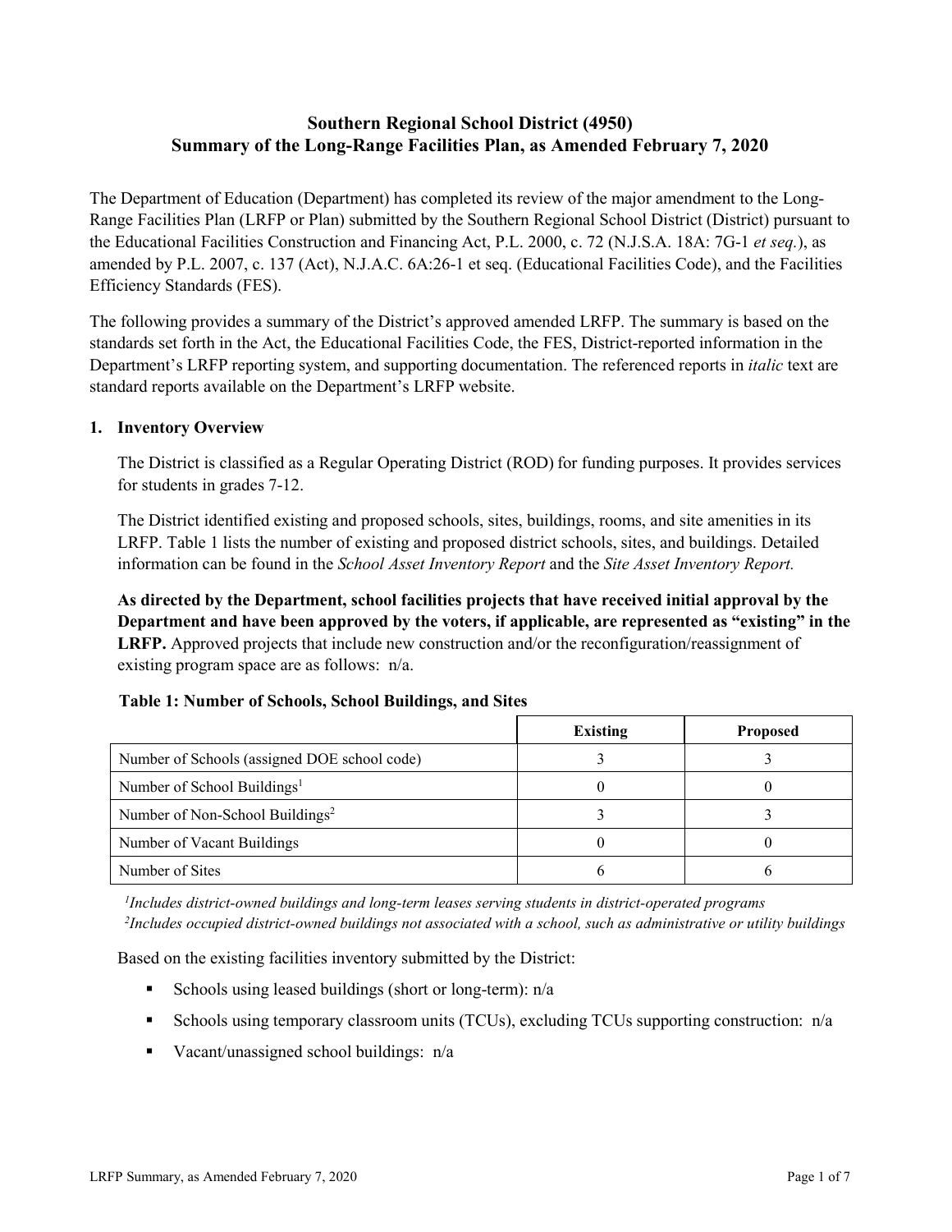# Southern Regional School District (4950)
# Summary of the Long-Range Facilities Plan, as Amended February 7, 2020

The Department of Education (Department) has completed its review of the major amendment to the Long-Range Facilities Plan (LRFP or Plan) submitted by the Southern Regional School District (District) pursuant to the Educational Facilities Construction and Financing Act, P.L. 2000, c. 72 (N.J.S.A. 18A: 7G-1 *et seq.*), as amended by P.L. 2007, c. 137 (Act), N.J.A.C. 6A:26-1 et seq. (Educational Facilities Code), and the Facilities Efficiency Standards (FES).

The following provides a summary of the District's approved amended LRFP. The summary is based on the standards set forth in the Act, the Educational Facilities Code, the FES, District-reported information in the Department's LRFP reporting system, and supporting documentation. The referenced reports in *italic* text are standard reports available on the Department's LRFP website.

## 1. Inventory Overview

The District is classified as a Regular Operating District (ROD) for funding purposes. It provides services for students in grades 7-12.

The District identified existing and proposed schools, sites, buildings, rooms, and site amenities in its LRFP. Table 1 lists the number of existing and proposed district schools, sites, and buildings. Detailed information can be found in the *School Asset Inventory Report* and the *Site Asset Inventory Report.*

**As directed by the Department, school facilities projects that have received initial approval by the Department and have been approved by the voters, if applicable, are represented as "existing" in the LRFP.** Approved projects that include new construction and/or the reconfiguration/reassignment of existing program space are as follows: n/a.

**Table 1: Number of Schools, School Buildings, and Sites**

| | Existing | Proposed |
|---|---|---|
| Number of Schools (assigned DOE school code) | 3 | 3 |
| Number of School Buildings[1] | 0 | 0 |
| Number of Non-School Buildings[2] | 3 | 3 |
| Number of Vacant Buildings | 0 | 0 |
| Number of Sites | 6 | 6 |

*[1]Includes district-owned buildings and long-term leases serving students in district-operated programs*
*[2]Includes occupied district-owned buildings not associated with a school, such as administrative or utility buildings*

Based on the existing facilities inventory submitted by the District:

- Schools using leased buildings (short or long-term): n/a
- Schools using temporary classroom units (TCUs), excluding TCUs supporting construction: n/a
- Vacant/unassigned school buildings: n/a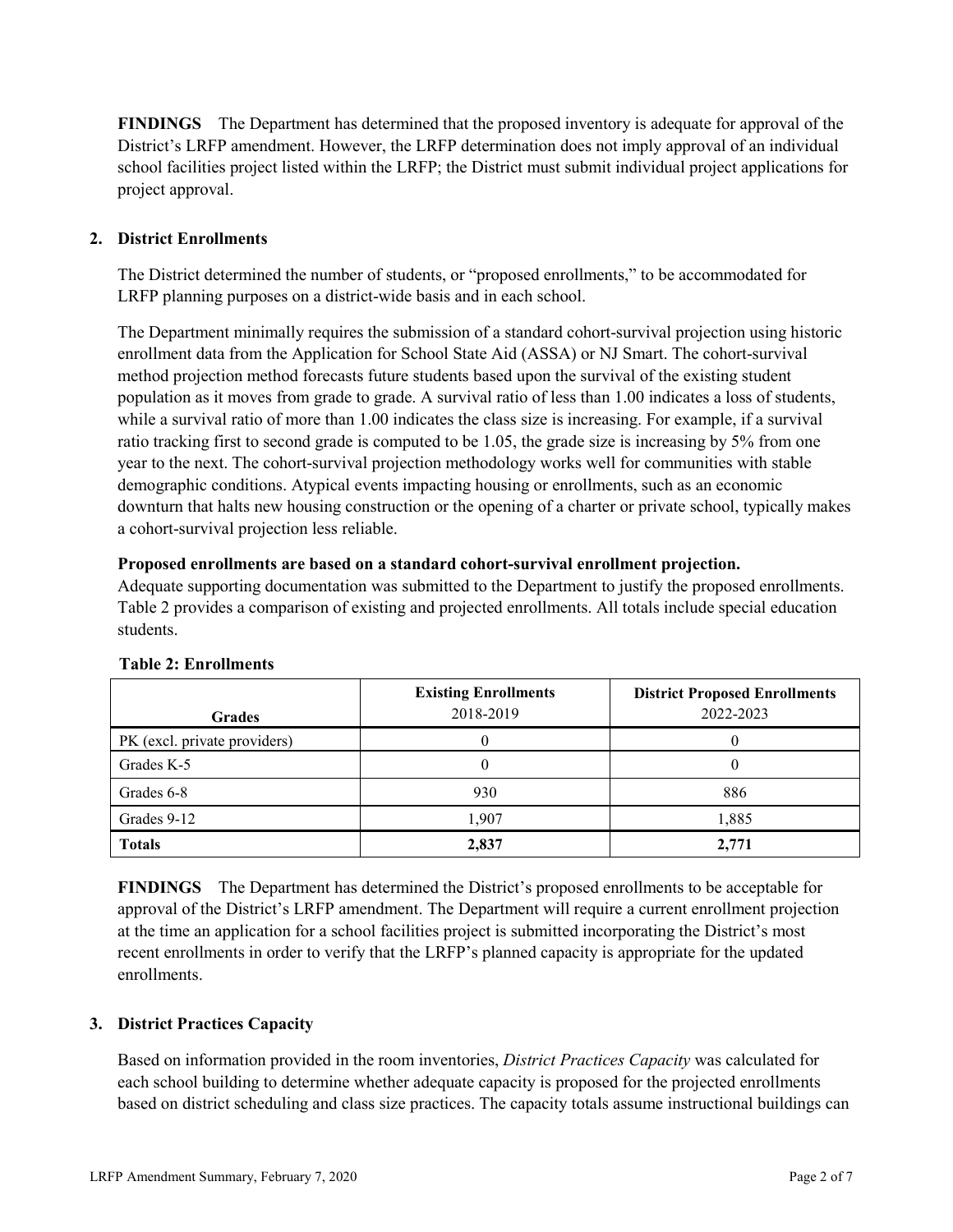**FINDINGS** The Department has determined that the proposed inventory is adequate for approval of the District's LRFP amendment. However, the LRFP determination does not imply approval of an individual school facilities project listed within the LRFP; the District must submit individual project applications for project approval.

## 2. District Enrollments

The District determined the number of students, or "proposed enrollments," to be accommodated for LRFP planning purposes on a district-wide basis and in each school.

The Department minimally requires the submission of a standard cohort-survival projection using historic enrollment data from the Application for School State Aid (ASSA) or NJ Smart. The cohort-survival method projection method forecasts future students based upon the survival of the existing student population as it moves from grade to grade. A survival ratio of less than 1.00 indicates a loss of students, while a survival ratio of more than 1.00 indicates the class size is increasing. For example, if a survival ratio tracking first to second grade is computed to be 1.05, the grade size is increasing by 5% from one year to the next. The cohort-survival projection methodology works well for communities with stable demographic conditions. Atypical events impacting housing or enrollments, such as an economic downturn that halts new housing construction or the opening of a charter or private school, typically makes a cohort-survival projection less reliable.

**Proposed enrollments are based on a standard cohort-survival enrollment projection.**
Adequate supporting documentation was submitted to the Department to justify the proposed enrollments. Table 2 provides a comparison of existing and projected enrollments. All totals include special education students.

**Table 2: Enrollments**

| Grades | Existing Enrollments 2018-2019 | District Proposed Enrollments 2022-2023 |
|---|---|---|
| PK (excl. private providers) | 0 | 0 |
| Grades K-5 | 0 | 0 |
| Grades 6-8 | 930 | 886 |
| Grades 9-12 | 1,907 | 1,885 |
| **Totals** | **2,837** | **2,771** |

**FINDINGS** The Department has determined the District's proposed enrollments to be acceptable for approval of the District's LRFP amendment. The Department will require a current enrollment projection at the time an application for a school facilities project is submitted incorporating the District's most recent enrollments in order to verify that the LRFP's planned capacity is appropriate for the updated enrollments.

## 3. District Practices Capacity

Based on information provided in the room inventories, *District Practices Capacity* was calculated for each school building to determine whether adequate capacity is proposed for the projected enrollments based on district scheduling and class size practices. The capacity totals assume instructional buildings can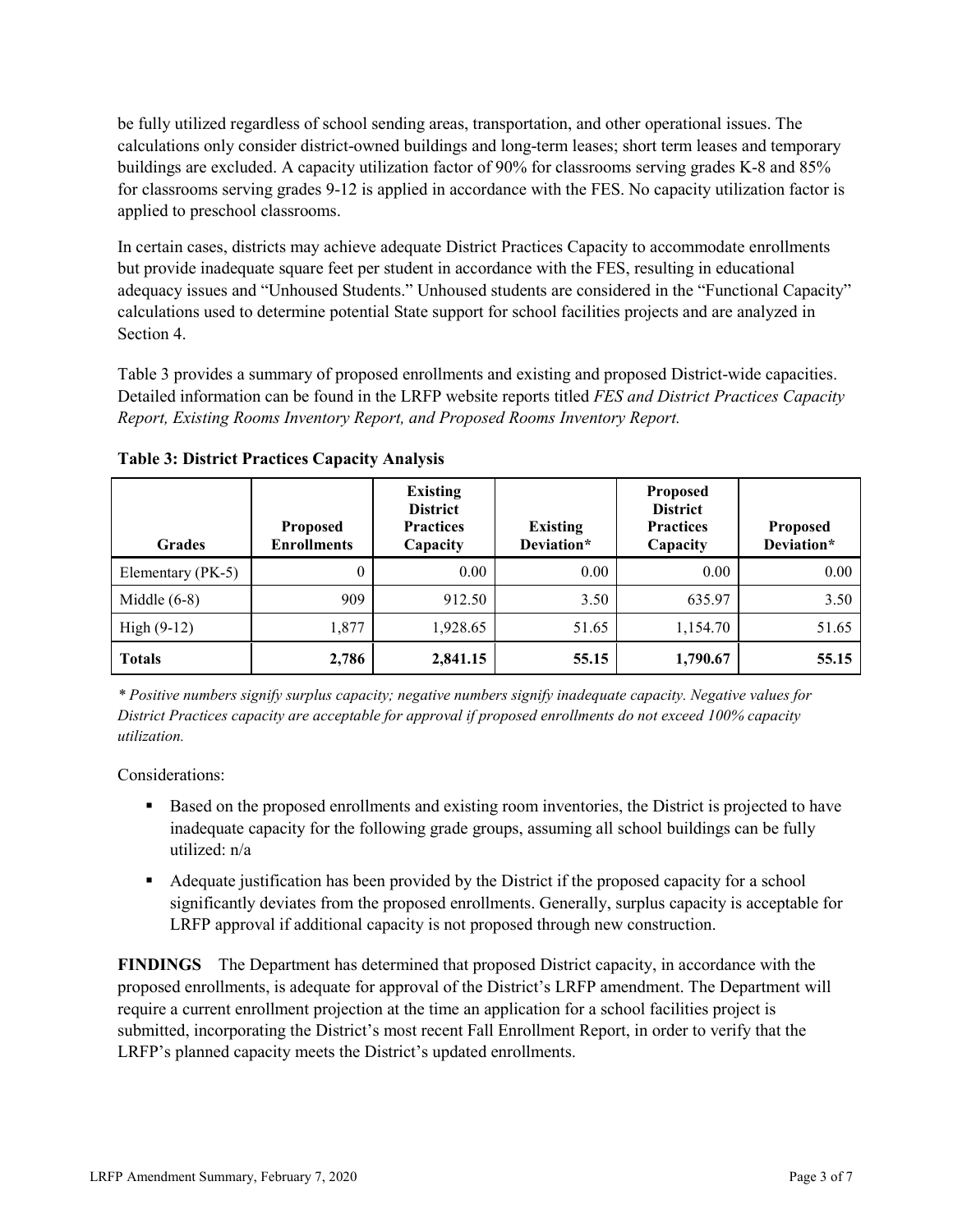be fully utilized regardless of school sending areas, transportation, and other operational issues. The calculations only consider district-owned buildings and long-term leases; short term leases and temporary buildings are excluded. A capacity utilization factor of 90% for classrooms serving grades K-8 and 85% for classrooms serving grades 9-12 is applied in accordance with the FES. No capacity utilization factor is applied to preschool classrooms.

In certain cases, districts may achieve adequate District Practices Capacity to accommodate enrollments but provide inadequate square feet per student in accordance with the FES, resulting in educational adequacy issues and "Unhoused Students." Unhoused students are considered in the "Functional Capacity" calculations used to determine potential State support for school facilities projects and are analyzed in Section 4.

Table 3 provides a summary of proposed enrollments and existing and proposed District-wide capacities. Detailed information can be found in the LRFP website reports titled *FES and District Practices Capacity Report, Existing Rooms Inventory Report, and Proposed Rooms Inventory Report.*

**Table 3: District Practices Capacity Analysis**

| Grades | Proposed Enrollments | Existing District Practices Capacity | Existing Deviation* | Proposed District Practices Capacity | Proposed Deviation* |
|---|---|---|---|---|---|
| Elementary (PK-5) | 0 | 0.00 | 0.00 | 0.00 | 0.00 |
| Middle (6-8) | 909 | 912.50 | 3.50 | 635.97 | 3.50 |
| High (9-12) | 1,877 | 1,928.65 | 51.65 | 1,154.70 | 51.65 |
| **Totals** | **2,786** | **2,841.15** | **55.15** | **1,790.67** | **55.15** |

*\* Positive numbers signify surplus capacity; negative numbers signify inadequate capacity. Negative values for District Practices capacity are acceptable for approval if proposed enrollments do not exceed 100% capacity utilization.*

Considerations:

- Based on the proposed enrollments and existing room inventories, the District is projected to have inadequate capacity for the following grade groups, assuming all school buildings can be fully utilized: n/a
- Adequate justification has been provided by the District if the proposed capacity for a school significantly deviates from the proposed enrollments. Generally, surplus capacity is acceptable for LRFP approval if additional capacity is not proposed through new construction.

**FINDINGS** The Department has determined that proposed District capacity, in accordance with the proposed enrollments, is adequate for approval of the District's LRFP amendment. The Department will require a current enrollment projection at the time an application for a school facilities project is submitted, incorporating the District's most recent Fall Enrollment Report, in order to verify that the LRFP's planned capacity meets the District's updated enrollments.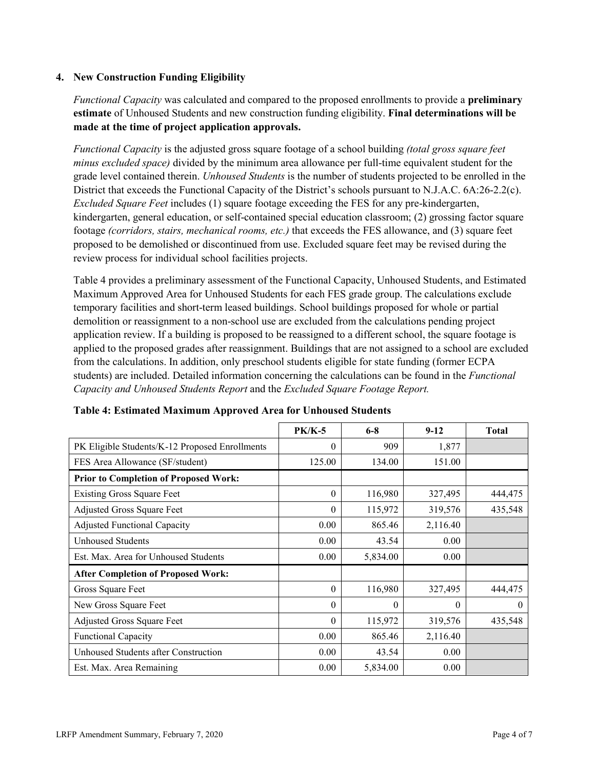### 4. New Construction Funding Eligibility

*Functional Capacity* was calculated and compared to the proposed enrollments to provide a **preliminary estimate** of Unhoused Students and new construction funding eligibility. **Final determinations will be made at the time of project application approvals.**

*Functional Capacity* is the adjusted gross square footage of a school building *(total gross square feet minus excluded space)* divided by the minimum area allowance per full-time equivalent student for the grade level contained therein. *Unhoused Students* is the number of students projected to be enrolled in the District that exceeds the Functional Capacity of the District's schools pursuant to N.J.A.C. 6A:26-2.2(c). *Excluded Square Feet* includes (1) square footage exceeding the FES for any pre-kindergarten, kindergarten, general education, or self-contained special education classroom; (2) grossing factor square footage *(corridors, stairs, mechanical rooms, etc.)* that exceeds the FES allowance, and (3) square feet proposed to be demolished or discontinued from use. Excluded square feet may be revised during the review process for individual school facilities projects.

Table 4 provides a preliminary assessment of the Functional Capacity, Unhoused Students, and Estimated Maximum Approved Area for Unhoused Students for each FES grade group. The calculations exclude temporary facilities and short-term leased buildings. School buildings proposed for whole or partial demolition or reassignment to a non-school use are excluded from the calculations pending project application review. If a building is proposed to be reassigned to a different school, the square footage is applied to the proposed grades after reassignment. Buildings that are not assigned to a school are excluded from the calculations. In addition, only preschool students eligible for state funding (former ECPA students) are included. Detailed information concerning the calculations can be found in the *Functional Capacity and Unhoused Students Report* and the *Excluded Square Footage Report.*

**Table 4: Estimated Maximum Approved Area for Unhoused Students**

| | PK/K-5 | 6-8 | 9-12 | Total |
|---|---|---|---|---|
| PK Eligible Students/K-12 Proposed Enrollments | 0 | 909 | 1,877 | |
| FES Area Allowance (SF/student) | 125.00 | 134.00 | 151.00 | |
| **Prior to Completion of Proposed Work:** | | | | |
| Existing Gross Square Feet | 0 | 116,980 | 327,495 | 444,475 |
| Adjusted Gross Square Feet | 0 | 115,972 | 319,576 | 435,548 |
| Adjusted Functional Capacity | 0.00 | 865.46 | 2,116.40 | |
| Unhoused Students | 0.00 | 43.54 | 0.00 | |
| Est. Max. Area for Unhoused Students | 0.00 | 5,834.00 | 0.00 | |
| **After Completion of Proposed Work:** | | | | |
| Gross Square Feet | 0 | 116,980 | 327,495 | 444,475 |
| New Gross Square Feet | 0 | 0 | 0 | 0 |
| Adjusted Gross Square Feet | 0 | 115,972 | 319,576 | 435,548 |
| Functional Capacity | 0.00 | 865.46 | 2,116.40 | |
| Unhoused Students after Construction | 0.00 | 43.54 | 0.00 | |
| Est. Max. Area Remaining | 0.00 | 5,834.00 | 0.00 | |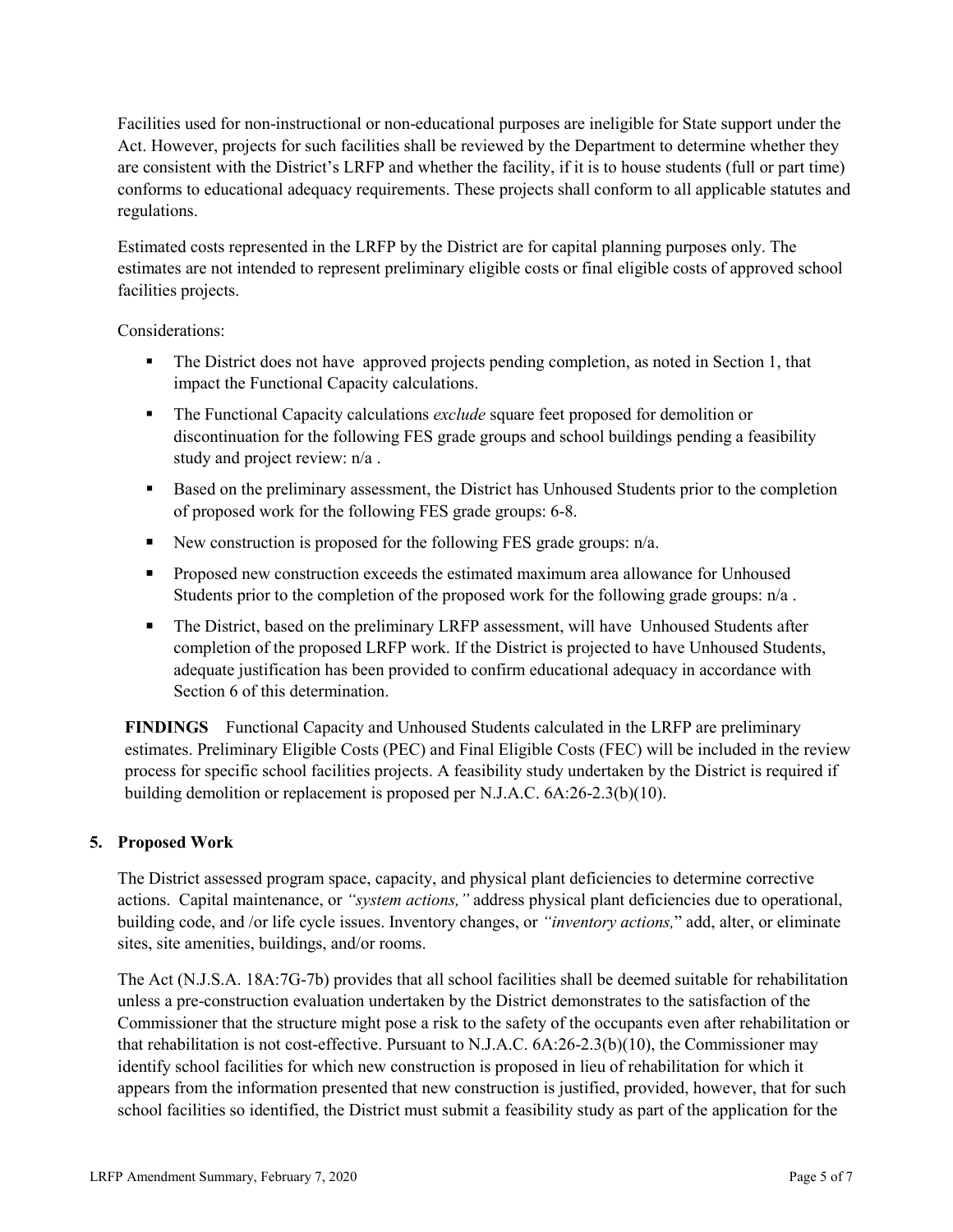Facilities used for non-instructional or non-educational purposes are ineligible for State support under the Act. However, projects for such facilities shall be reviewed by the Department to determine whether they are consistent with the District's LRFP and whether the facility, if it is to house students (full or part time) conforms to educational adequacy requirements. These projects shall conform to all applicable statutes and regulations.

Estimated costs represented in the LRFP by the District are for capital planning purposes only. The estimates are not intended to represent preliminary eligible costs or final eligible costs of approved school facilities projects.

Considerations:

- The District does not have approved projects pending completion, as noted in Section 1, that impact the Functional Capacity calculations.
- The Functional Capacity calculations *exclude* square feet proposed for demolition or discontinuation for the following FES grade groups and school buildings pending a feasibility study and project review: n/a .
- Based on the preliminary assessment, the District has Unhoused Students prior to the completion of proposed work for the following FES grade groups: 6-8.
- New construction is proposed for the following FES grade groups: n/a.
- Proposed new construction exceeds the estimated maximum area allowance for Unhoused Students prior to the completion of the proposed work for the following grade groups: n/a .
- The District, based on the preliminary LRFP assessment, will have Unhoused Students after completion of the proposed LRFP work. If the District is projected to have Unhoused Students, adequate justification has been provided to confirm educational adequacy in accordance with Section 6 of this determination.

**FINDINGS** Functional Capacity and Unhoused Students calculated in the LRFP are preliminary estimates. Preliminary Eligible Costs (PEC) and Final Eligible Costs (FEC) will be included in the review process for specific school facilities projects. A feasibility study undertaken by the District is required if building demolition or replacement is proposed per N.J.A.C. 6A:26-2.3(b)(10).

## 5. Proposed Work

The District assessed program space, capacity, and physical plant deficiencies to determine corrective actions. Capital maintenance, or *"system actions,"* address physical plant deficiencies due to operational, building code, and /or life cycle issues. Inventory changes, or *"inventory actions,"* add, alter, or eliminate sites, site amenities, buildings, and/or rooms.

The Act (N.J.S.A. 18A:7G-7b) provides that all school facilities shall be deemed suitable for rehabilitation unless a pre-construction evaluation undertaken by the District demonstrates to the satisfaction of the Commissioner that the structure might pose a risk to the safety of the occupants even after rehabilitation or that rehabilitation is not cost-effective. Pursuant to N.J.A.C. 6A:26-2.3(b)(10), the Commissioner may identify school facilities for which new construction is proposed in lieu of rehabilitation for which it appears from the information presented that new construction is justified, provided, however, that for such school facilities so identified, the District must submit a feasibility study as part of the application for the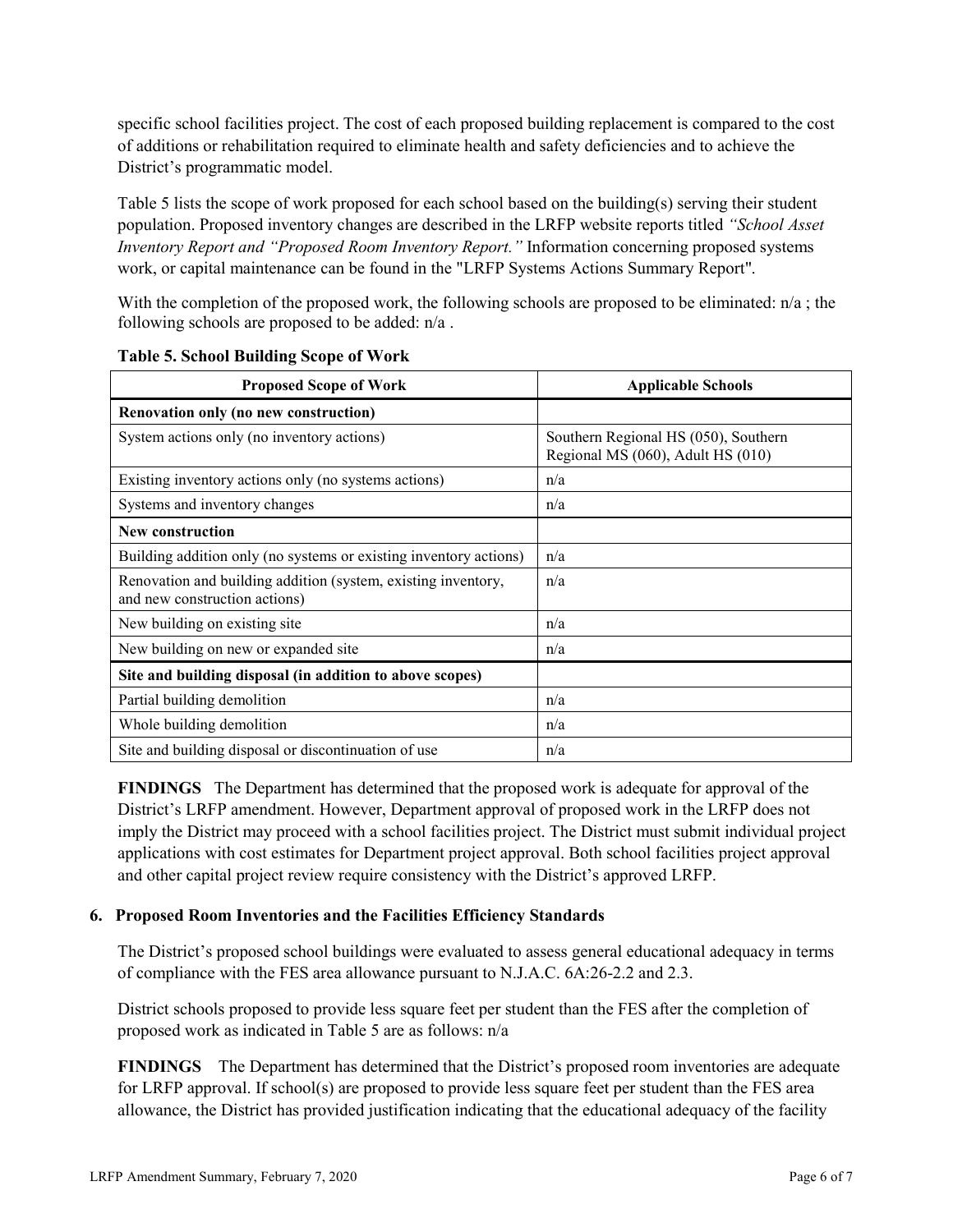specific school facilities project. The cost of each proposed building replacement is compared to the cost of additions or rehabilitation required to eliminate health and safety deficiencies and to achieve the District's programmatic model.

Table 5 lists the scope of work proposed for each school based on the building(s) serving their student population. Proposed inventory changes are described in the LRFP website reports titled *"School Asset Inventory Report and "Proposed Room Inventory Report."* Information concerning proposed systems work, or capital maintenance can be found in the "LRFP Systems Actions Summary Report".

With the completion of the proposed work, the following schools are proposed to be eliminated: n/a ; the following schools are proposed to be added: n/a .

**Table 5. School Building Scope of Work**

| Proposed Scope of Work | Applicable Schools |
|---|---|
| **Renovation only (no new construction)** | |
| System actions only (no inventory actions) | Southern Regional HS (050), Southern Regional MS (060), Adult HS (010) |
| Existing inventory actions only (no systems actions) | n/a |
| Systems and inventory changes | n/a |
| **New construction** | |
| Building addition only (no systems or existing inventory actions) | n/a |
| Renovation and building addition (system, existing inventory, and new construction actions) | n/a |
| New building on existing site | n/a |
| New building on new or expanded site | n/a |
| **Site and building disposal (in addition to above scopes)** | |
| Partial building demolition | n/a |
| Whole building demolition | n/a |
| Site and building disposal or discontinuation of use | n/a |

**FINDINGS** The Department has determined that the proposed work is adequate for approval of the District's LRFP amendment. However, Department approval of proposed work in the LRFP does not imply the District may proceed with a school facilities project. The District must submit individual project applications with cost estimates for Department project approval. Both school facilities project approval and other capital project review require consistency with the District's approved LRFP.

## 6. Proposed Room Inventories and the Facilities Efficiency Standards

The District's proposed school buildings were evaluated to assess general educational adequacy in terms of compliance with the FES area allowance pursuant to N.J.A.C. 6A:26-2.2 and 2.3.

District schools proposed to provide less square feet per student than the FES after the completion of proposed work as indicated in Table 5 are as follows: n/a

**FINDINGS** The Department has determined that the District's proposed room inventories are adequate for LRFP approval. If school(s) are proposed to provide less square feet per student than the FES area allowance, the District has provided justification indicating that the educational adequacy of the facility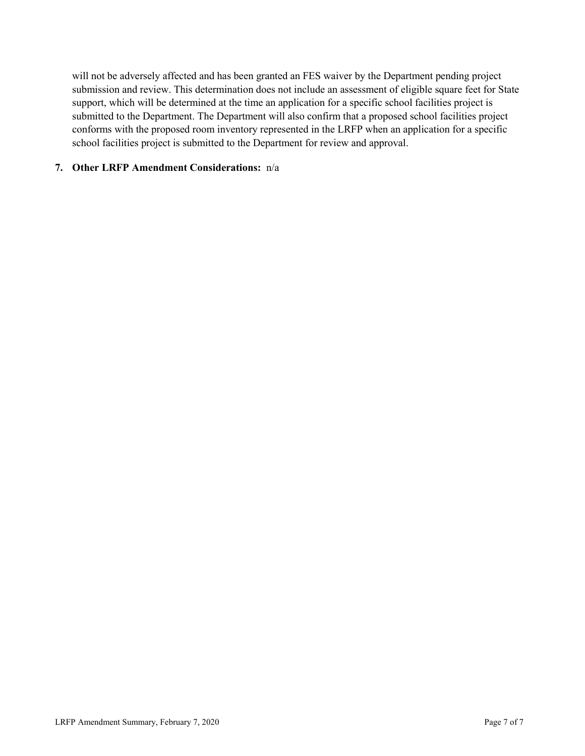will not be adversely affected and has been granted an FES waiver by the Department pending project submission and review. This determination does not include an assessment of eligible square feet for State support, which will be determined at the time an application for a specific school facilities project is submitted to the Department. The Department will also confirm that a proposed school facilities project conforms with the proposed room inventory represented in the LRFP when an application for a specific school facilities project is submitted to the Department for review and approval.

7. **Other LRFP Amendment Considerations:** n/a